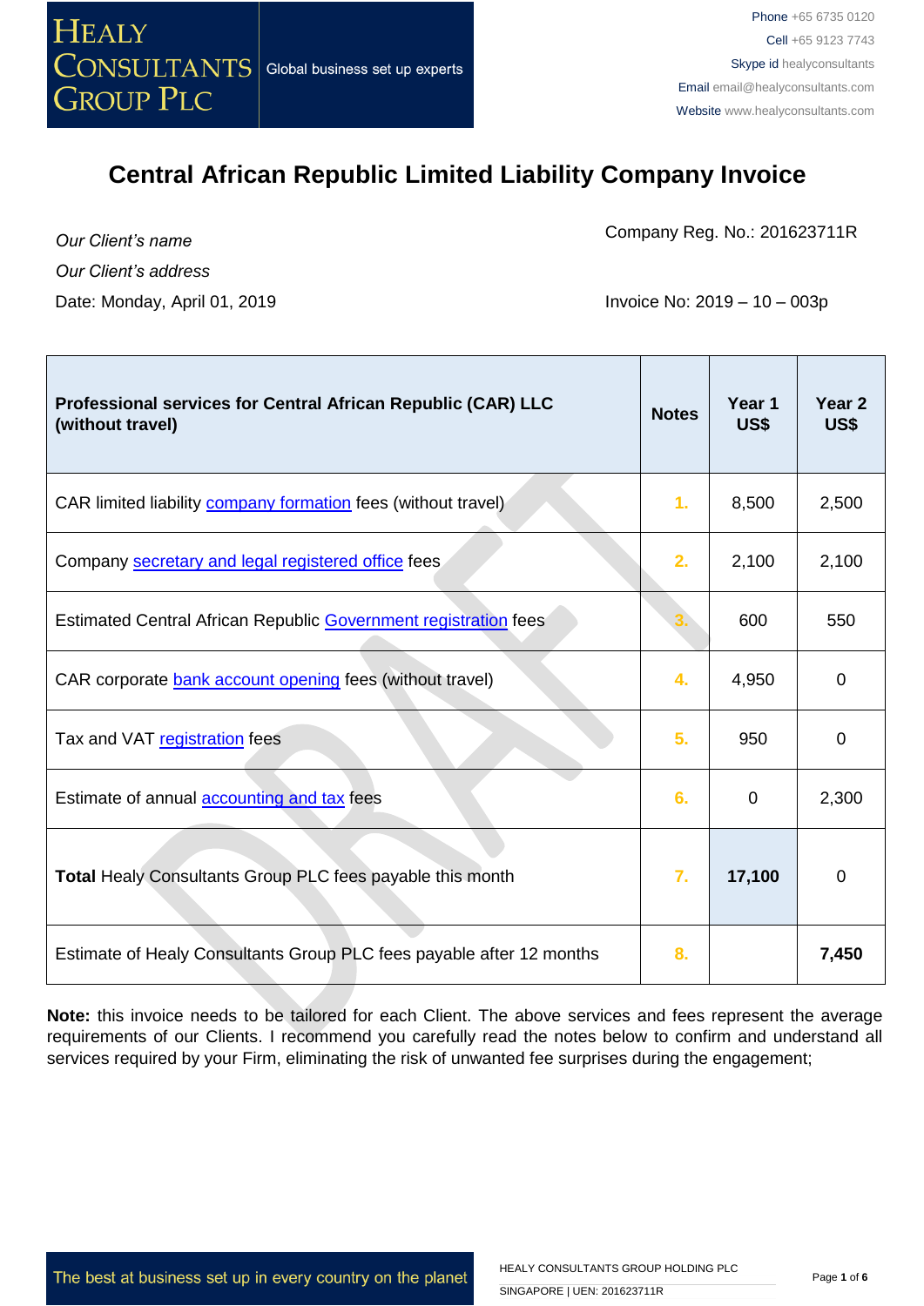HEALY CONSULTANTS GROUP PLC

Global business set up experts

Phone +65 6735 0120
Cell +65 9123 7743
Skype id healyconsultants
Email email@healyconsultants.com
Website www.healyconsultants.com

# Central African Republic Limited Liability Company Invoice

*Our Client's name*

*Our Client's address*

Date: Monday, April 01, 2019

Company Reg. No.: 201623711R

Invoice No: 2019 – 10 – 003p

| Professional services for Central African Republic (CAR) LLC (without travel) | Notes | Year 1 US$ | Year 2 US$ |
|---|---|---|---|
| CAR limited liability company formation fees (without travel) | 1. | 8,500 | 2,500 |
| Company secretary and legal registered office fees | 2. | 2,100 | 2,100 |
| Estimated Central African Republic Government registration fees | 3. | 600 | 550 |
| CAR corporate bank account opening fees (without travel) | 4. | 4,950 | 0 |
| Tax and VAT registration fees | 5. | 950 | 0 |
| Estimate of annual accounting and tax fees | 6. | 0 | 2,300 |
| **Total** Healy Consultants Group PLC fees payable this month | 7. | **17,100** | 0 |
| Estimate of Healy Consultants Group PLC fees payable after 12 months | 8. | | **7,450** |

**Note:** this invoice needs to be tailored for each Client. The above services and fees represent the average requirements of our Clients. I recommend you carefully read the notes below to confirm and understand all services required by your Firm, eliminating the risk of unwanted fee surprises during the engagement;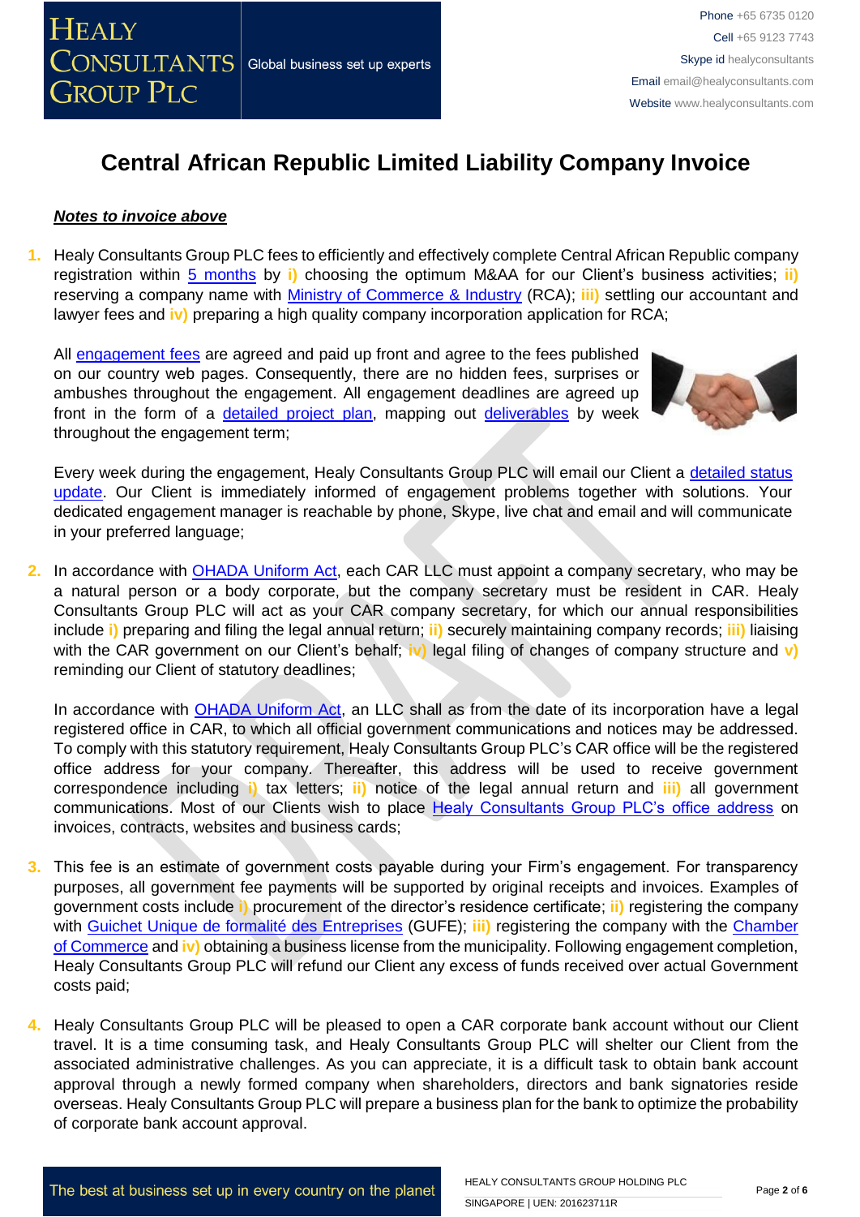# Central African Republic Limited Liability Company Invoice

***Notes to invoice above***

1. Healy Consultants Group PLC fees to efficiently and effectively complete Central African Republic company registration within 5 months by **i)** choosing the optimum M&AA for our Client's business activities; **ii)** reserving a company name with Ministry of Commerce & Industry (RCA); **iii)** settling our accountant and lawyer fees and **iv)** preparing a high quality company incorporation application for RCA;

   All engagement fees are agreed and paid up front and agree to the fees published on our country web pages. Consequently, there are no hidden fees, surprises or ambushes throughout the engagement. All engagement deadlines are agreed up front in the form of a detailed project plan, mapping out deliverables by week throughout the engagement term;

   Every week during the engagement, Healy Consultants Group PLC will email our Client a detailed status update. Our Client is immediately informed of engagement problems together with solutions. Your dedicated engagement manager is reachable by phone, Skype, live chat and email and will communicate in your preferred language;

2. In accordance with OHADA Uniform Act, each CAR LLC must appoint a company secretary, who may be a natural person or a body corporate, but the company secretary must be resident in CAR. Healy Consultants Group PLC will act as your CAR company secretary, for which our annual responsibilities include **i)** preparing and filing the legal annual return; **ii)** securely maintaining company records; **iii)** liaising with the CAR government on our Client's behalf; **iv)** legal filing of changes of company structure and **v)** reminding our Client of statutory deadlines;

   In accordance with OHADA Uniform Act, an LLC shall as from the date of its incorporation have a legal registered office in CAR, to which all official government communications and notices may be addressed. To comply with this statutory requirement, Healy Consultants Group PLC's CAR office will be the registered office address for your company. Thereafter, this address will be used to receive government correspondence including **i)** tax letters; **ii)** notice of the legal annual return and **iii)** all government communications. Most of our Clients wish to place Healy Consultants Group PLC's office address on invoices, contracts, websites and business cards;

3. This fee is an estimate of government costs payable during your Firm's engagement. For transparency purposes, all government fee payments will be supported by original receipts and invoices. Examples of government costs include **i)** procurement of the director's residence certificate; **ii)** registering the company with Guichet Unique de formalité des Entreprises (GUFE); **iii)** registering the company with the Chamber of Commerce and **iv)** obtaining a business license from the municipality. Following engagement completion, Healy Consultants Group PLC will refund our Client any excess of funds received over actual Government costs paid;

4. Healy Consultants Group PLC will be pleased to open a CAR corporate bank account without our Client travel. It is a time consuming task, and Healy Consultants Group PLC will shelter our Client from the associated administrative challenges. As you can appreciate, it is a difficult task to obtain bank account approval through a newly formed company when shareholders, directors and bank signatories reside overseas. Healy Consultants Group PLC will prepare a business plan for the bank to optimize the probability of corporate bank account approval.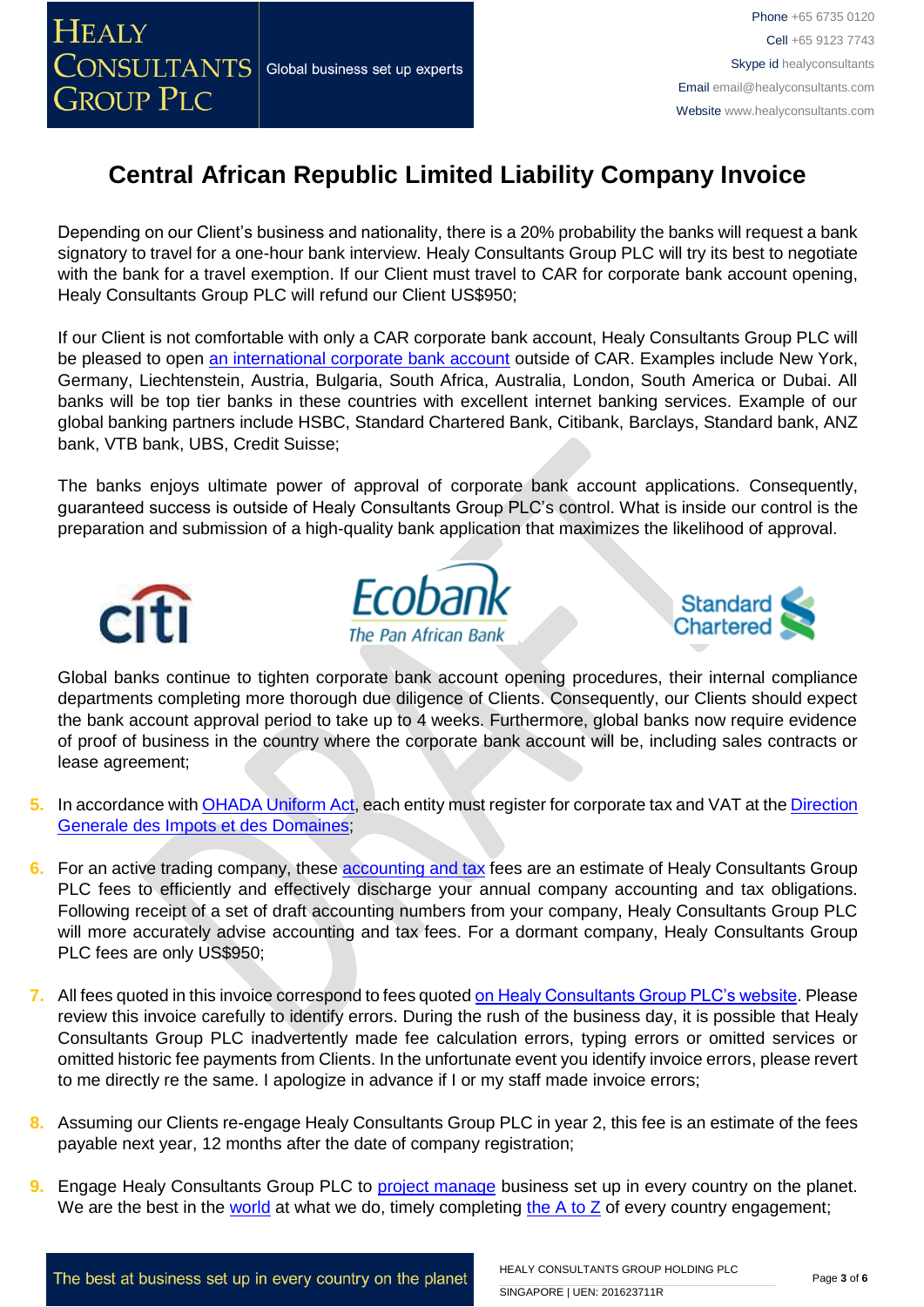# Central African Republic Limited Liability Company Invoice

Depending on our Client's business and nationality, there is a 20% probability the banks will request a bank signatory to travel for a one-hour bank interview. Healy Consultants Group PLC will try its best to negotiate with the bank for a travel exemption. If our Client must travel to CAR for corporate bank account opening, Healy Consultants Group PLC will refund our Client US$950;

If our Client is not comfortable with only a CAR corporate bank account, Healy Consultants Group PLC will be pleased to open [an international corporate bank account] outside of CAR. Examples include New York, Germany, Liechtenstein, Austria, Bulgaria, South Africa, Australia, London, South America or Dubai. All banks will be top tier banks in these countries with excellent internet banking services. Example of our global banking partners include HSBC, Standard Chartered Bank, Citibank, Barclays, Standard bank, ANZ bank, VTB bank, UBS, Credit Suisse;

The banks enjoys ultimate power of approval of corporate bank account applications. Consequently, guaranteed success is outside of Healy Consultants Group PLC's control. What is inside our control is the preparation and submission of a high-quality bank application that maximizes the likelihood of approval.

Global banks continue to tighten corporate bank account opening procedures, their internal compliance departments completing more thorough due diligence of Clients. Consequently, our Clients should expect the bank account approval period to take up to 4 weeks. Furthermore, global banks now require evidence of proof of business in the country where the corporate bank account will be, including sales contracts or lease agreement;

5. In accordance with OHADA Uniform Act, each entity must register for corporate tax and VAT at the Direction Generale des Impots et des Domaines;

6. For an active trading company, these accounting and tax fees are an estimate of Healy Consultants Group PLC fees to efficiently and effectively discharge your annual company accounting and tax obligations. Following receipt of a set of draft accounting numbers from your company, Healy Consultants Group PLC will more accurately advise accounting and tax fees. For a dormant company, Healy Consultants Group PLC fees are only US$950;

7. All fees quoted in this invoice correspond to fees quoted on Healy Consultants Group PLC's website. Please review this invoice carefully to identify errors. During the rush of the business day, it is possible that Healy Consultants Group PLC inadvertently made fee calculation errors, typing errors or omitted services or omitted historic fee payments from Clients. In the unfortunate event you identify invoice errors, please revert to me directly re the same. I apologize in advance if I or my staff made invoice errors;

8. Assuming our Clients re-engage Healy Consultants Group PLC in year 2, this fee is an estimate of the fees payable next year, 12 months after the date of company registration;

9. Engage Healy Consultants Group PLC to project manage business set up in every country on the planet. We are the best in the world at what we do, timely completing the A to Z of every country engagement;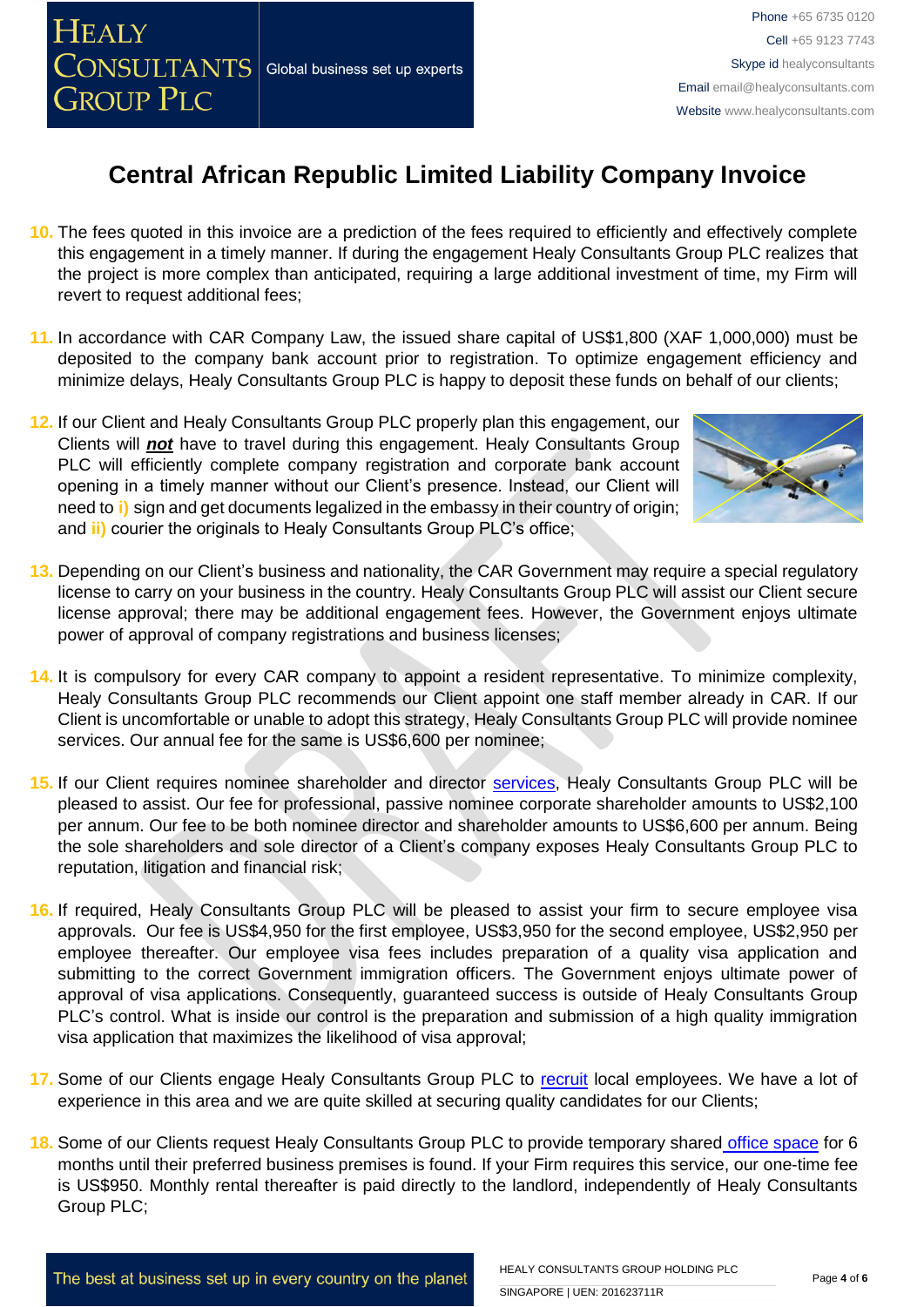# Central African Republic Limited Liability Company Invoice

10. The fees quoted in this invoice are a prediction of the fees required to efficiently and effectively complete this engagement in a timely manner. If during the engagement Healy Consultants Group PLC realizes that the project is more complex than anticipated, requiring a large additional investment of time, my Firm will revert to request additional fees;

11. In accordance with CAR Company Law, the issued share capital of US$1,800 (XAF 1,000,000) must be deposited to the company bank account prior to registration. To optimize engagement efficiency and minimize delays, Healy Consultants Group PLC is happy to deposit these funds on behalf of our clients;

12. If our Client and Healy Consultants Group PLC properly plan this engagement, our Clients will ***not*** have to travel during this engagement. Healy Consultants Group PLC will efficiently complete company registration and corporate bank account opening in a timely manner without our Client's presence. Instead, our Client will need to **i)** sign and get documents legalized in the embassy in their country of origin; and **ii)** courier the originals to Healy Consultants Group PLC's office;

13. Depending on our Client's business and nationality, the CAR Government may require a special regulatory license to carry on your business in the country. Healy Consultants Group PLC will assist our Client secure license approval; there may be additional engagement fees. However, the Government enjoys ultimate power of approval of company registrations and business licenses;

14. It is compulsory for every CAR company to appoint a resident representative. To minimize complexity, Healy Consultants Group PLC recommends our Client appoint one staff member already in CAR. If our Client is uncomfortable or unable to adopt this strategy, Healy Consultants Group PLC will provide nominee services. Our annual fee for the same is US$6,600 per nominee;

15. If our Client requires nominee shareholder and director services, Healy Consultants Group PLC will be pleased to assist. Our fee for professional, passive nominee corporate shareholder amounts to US$2,100 per annum. Our fee to be both nominee director and shareholder amounts to US$6,600 per annum. Being the sole shareholders and sole director of a Client's company exposes Healy Consultants Group PLC to reputation, litigation and financial risk;

16. If required, Healy Consultants Group PLC will be pleased to assist your firm to secure employee visa approvals. Our fee is US$4,950 for the first employee, US$3,950 for the second employee, US$2,950 per employee thereafter. Our employee visa fees includes preparation of a quality visa application and submitting to the correct Government immigration officers. The Government enjoys ultimate power of approval of visa applications. Consequently, guaranteed success is outside of Healy Consultants Group PLC's control. What is inside our control is the preparation and submission of a high quality immigration visa application that maximizes the likelihood of visa approval;

17. Some of our Clients engage Healy Consultants Group PLC to recruit local employees. We have a lot of experience in this area and we are quite skilled at securing quality candidates for our Clients;

18. Some of our Clients request Healy Consultants Group PLC to provide temporary shared office space for 6 months until their preferred business premises is found. If your Firm requires this service, our one-time fee is US$950. Monthly rental thereafter is paid directly to the landlord, independently of Healy Consultants Group PLC;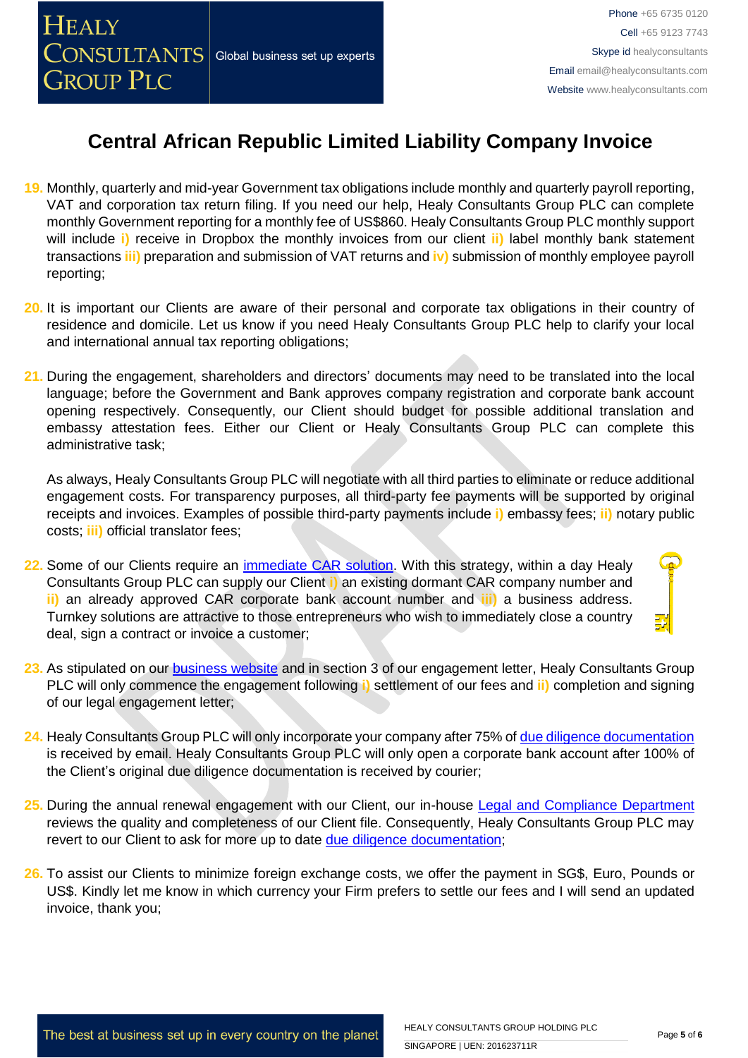# Central African Republic Limited Liability Company Invoice

19. Monthly, quarterly and mid-year Government tax obligations include monthly and quarterly payroll reporting, VAT and corporation tax return filing. If you need our help, Healy Consultants Group PLC can complete monthly Government reporting for a monthly fee of US$860. Healy Consultants Group PLC monthly support will include i) receive in Dropbox the monthly invoices from our client ii) label monthly bank statement transactions iii) preparation and submission of VAT returns and iv) submission of monthly employee payroll reporting;

20. It is important our Clients are aware of their personal and corporate tax obligations in their country of residence and domicile. Let us know if you need Healy Consultants Group PLC help to clarify your local and international annual tax reporting obligations;

21. During the engagement, shareholders and directors' documents may need to be translated into the local language; before the Government and Bank approves company registration and corporate bank account opening respectively. Consequently, our Client should budget for possible additional translation and embassy attestation fees. Either our Client or Healy Consultants Group PLC can complete this administrative task;

    As always, Healy Consultants Group PLC will negotiate with all third parties to eliminate or reduce additional engagement costs. For transparency purposes, all third-party fee payments will be supported by original receipts and invoices. Examples of possible third-party payments include i) embassy fees; ii) notary public costs; iii) official translator fees;

22. Some of our Clients require an [immediate CAR solution](). With this strategy, within a day Healy Consultants Group PLC can supply our Client i) an existing dormant CAR company number and ii) an already approved CAR corporate bank account number and iii) a business address. Turnkey solutions are attractive to those entrepreneurs who wish to immediately close a country deal, sign a contract or invoice a customer;

23. As stipulated on our [business website]() and in section 3 of our engagement letter, Healy Consultants Group PLC will only commence the engagement following i) settlement of our fees and ii) completion and signing of our legal engagement letter;

24. Healy Consultants Group PLC will only incorporate your company after 75% of [due diligence documentation]() is received by email. Healy Consultants Group PLC will only open a corporate bank account after 100% of the Client's original due diligence documentation is received by courier;

25. During the annual renewal engagement with our Client, our in-house [Legal and Compliance Department]() reviews the quality and completeness of our Client file. Consequently, Healy Consultants Group PLC may revert to our Client to ask for more up to date [due diligence documentation]();

26. To assist our Clients to minimize foreign exchange costs, we offer the payment in SG$, Euro, Pounds or US$. Kindly let me know in which currency your Firm prefers to settle our fees and I will send an updated invoice, thank you;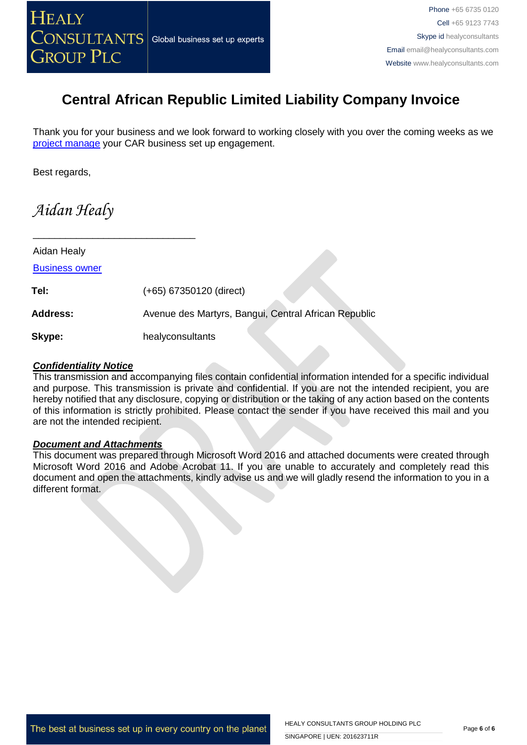# Central African Republic Limited Liability Company Invoice

Thank you for your business and we look forward to working closely with you over the coming weeks as we project manage your CAR business set up engagement.

Best regards,

*Aidan Healy*

\_\_\_\_\_\_\_\_\_\_\_\_\_\_\_\_\_\_\_\_\_\_\_\_\_\_\_\_\_\_

Aidan Healy

Business owner

| | |
|---|---|
| **Tel:** | (+65) 67350120 (direct) |
| **Address:** | Avenue des Martyrs, Bangui, Central African Republic |
| **Skype:** | healyconsultants |

***Confidentiality Notice***

This transmission and accompanying files contain confidential information intended for a specific individual and purpose. This transmission is private and confidential. If you are not the intended recipient, you are hereby notified that any disclosure, copying or distribution or the taking of any action based on the contents of this information is strictly prohibited. Please contact the sender if you have received this mail and you are not the intended recipient.

***Document and Attachments***

This document was prepared through Microsoft Word 2016 and attached documents were created through Microsoft Word 2016 and Adobe Acrobat 11. If you are unable to accurately and completely read this document and open the attachments, kindly advise us and we will gladly resend the information to you in a different format.